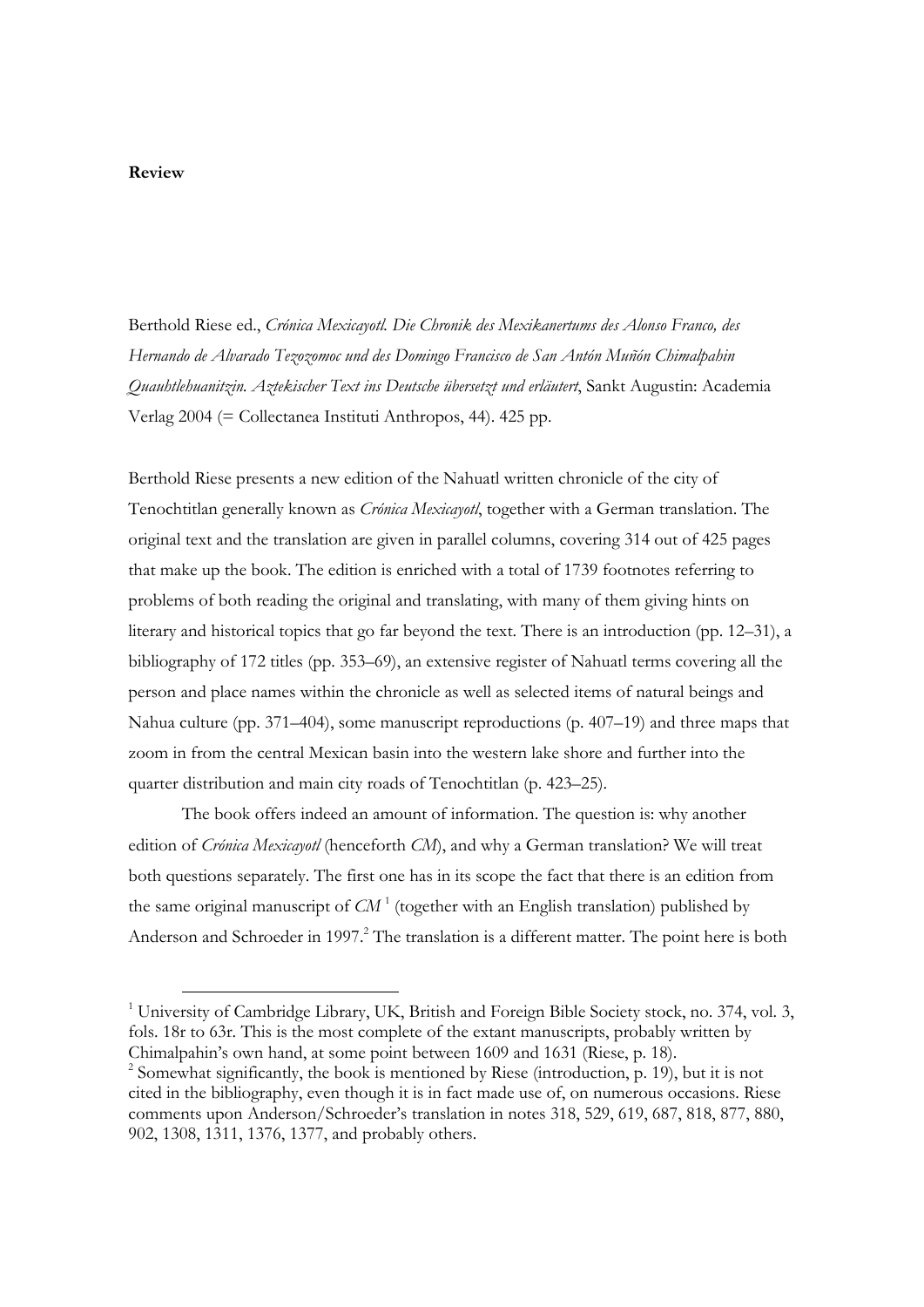**Review**

Berthold Riese ed., *Crónica Mexicayotl. Die Chronik des Mexikanertums des Alonso Franco, des Hernando de Alvarado Tezozomoc und des Domingo Francisco de San Antón Muñón Chimalpahin Quauhtlehuanitzin. Aztekischer Text ins Deutsche übersetzt und erläutert*, Sankt Augustin: Academia Verlag 2004 (= Collectanea Instituti Anthropos, 44). 425 pp.

Berthold Riese presents a new edition of the Nahuatl written chronicle of the city of Tenochtitlan generally known as *Crónica Mexicayotl*, together with a German translation. The original text and the translation are given in parallel columns, covering 314 out of 425 pages that make up the book. The edition is enriched with a total of 1739 footnotes referring to problems of both reading the original and translating, with many of them giving hints on literary and historical topics that go far beyond the text. There is an introduction (pp. 12–31), a bibliography of 172 titles (pp. 353–69), an extensive register of Nahuatl terms covering all the person and place names within the chronicle as well as selected items of natural beings and Nahua culture (pp. 371–404), some manuscript reproductions (p. 407–19) and three maps that zoom in from the central Mexican basin into the western lake shore and further into the quarter distribution and main city roads of Tenochtitlan (p. 423–25).

The book offers indeed an amount of information. The question is: why another edition of *Crónica Mexicayotl* (henceforth *CM*), and why a German translation? We will treat both questions separately. The first one has in its scope the fact that there is an edition from the same original manuscript of *CM* [1] (together with an English translation) published by Anderson and Schroeder in 1997.[2] The translation is a different matter. The point here is both

[1] University of Cambridge Library, UK, British and Foreign Bible Society stock, no. 374, vol. 3, fols. 18r to 63r. This is the most complete of the extant manuscripts, probably written by Chimalpahin's own hand, at some point between 1609 and 1631 (Riese, p. 18).

[2] Somewhat significantly, the book is mentioned by Riese (introduction, p. 19), but it is not cited in the bibliography, even though it is in fact made use of, on numerous occasions. Riese comments upon Anderson/Schroeder's translation in notes 318, 529, 619, 687, 818, 877, 880, 902, 1308, 1311, 1376, 1377, and probably others.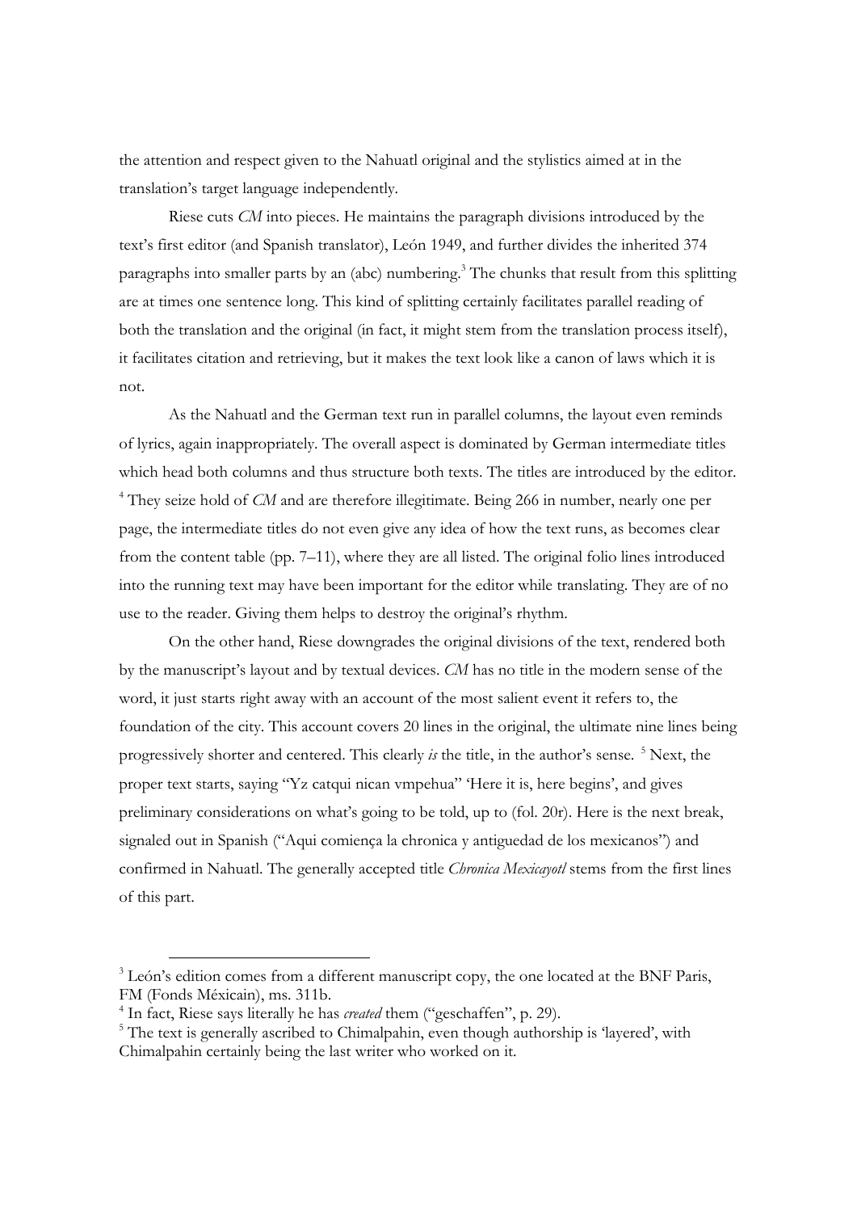the attention and respect given to the Nahuatl original and the stylistics aimed at in the translation's target language independently.

Riese cuts *CM* into pieces. He maintains the paragraph divisions introduced by the text's first editor (and Spanish translator), León 1949, and further divides the inherited 374 paragraphs into smaller parts by an (abc) numbering.[3] The chunks that result from this splitting are at times one sentence long. This kind of splitting certainly facilitates parallel reading of both the translation and the original (in fact, it might stem from the translation process itself), it facilitates citation and retrieving, but it makes the text look like a canon of laws which it is not.

As the Nahuatl and the German text run in parallel columns, the layout even reminds of lyrics, again inappropriately. The overall aspect is dominated by German intermediate titles which head both columns and thus structure both texts. The titles are introduced by the editor.[4] They seize hold of *CM* and are therefore illegitimate. Being 266 in number, nearly one per page, the intermediate titles do not even give any idea of how the text runs, as becomes clear from the content table (pp. 7–11), where they are all listed. The original folio lines introduced into the running text may have been important for the editor while translating. They are of no use to the reader. Giving them helps to destroy the original's rhythm.

On the other hand, Riese downgrades the original divisions of the text, rendered both by the manuscript's layout and by textual devices. *CM* has no title in the modern sense of the word, it just starts right away with an account of the most salient event it refers to, the foundation of the city. This account covers 20 lines in the original, the ultimate nine lines being progressively shorter and centered. This clearly *is* the title, in the author's sense.[5] Next, the proper text starts, saying "Yz catqui nican vmpehua" 'Here it is, here begins', and gives preliminary considerations on what's going to be told, up to (fol. 20r). Here is the next break, signaled out in Spanish ("Aqui comiença la chronica y antiguedad de los mexicanos") and confirmed in Nahuatl. The generally accepted title *Chronica Mexicayotl* stems from the first lines of this part.

[3] León's edition comes from a different manuscript copy, the one located at the BNF Paris, FM (Fonds Méxicain), ms. 311b.

[4] In fact, Riese says literally he has *created* them ("geschaffen", p. 29).

[5] The text is generally ascribed to Chimalpahin, even though authorship is 'layered', with Chimalpahin certainly being the last writer who worked on it.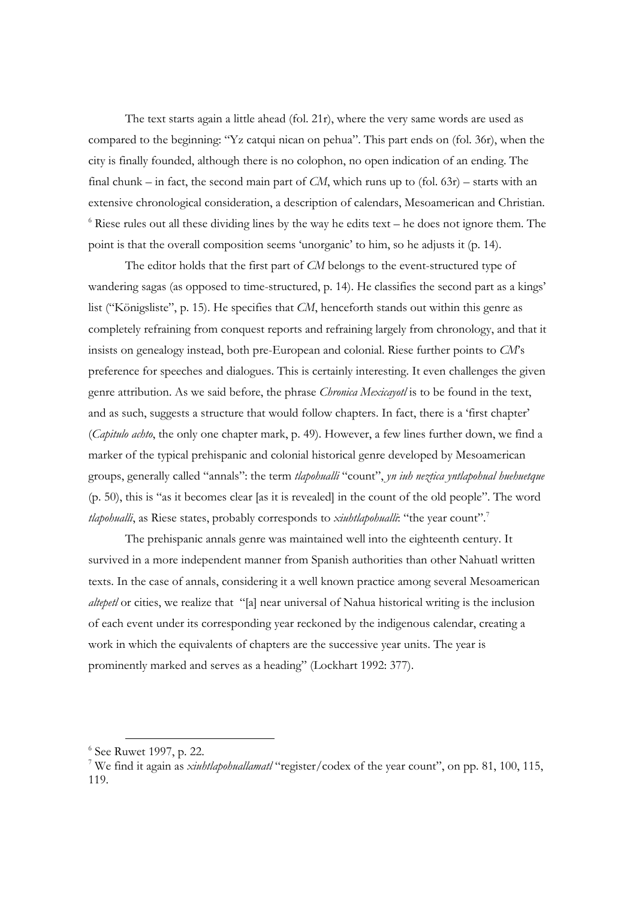The text starts again a little ahead (fol. 21r), where the very same words are used as compared to the beginning: "Yz catqui nican on pehua". This part ends on (fol. 36r), when the city is finally founded, although there is no colophon, no open indication of an ending. The final chunk – in fact, the second main part of *CM*, which runs up to (fol. 63r) – starts with an extensive chronological consideration, a description of calendars, Mesoamerican and Christian.[6] Riese rules out all these dividing lines by the way he edits text – he does not ignore them. The point is that the overall composition seems 'unorganic' to him, so he adjusts it (p. 14).

The editor holds that the first part of *CM* belongs to the event-structured type of wandering sagas (as opposed to time-structured, p. 14). He classifies the second part as a kings' list ("Königsliste", p. 15). He specifies that *CM*, henceforth stands out within this genre as completely refraining from conquest reports and refraining largely from chronology, and that it insists on genealogy instead, both pre-European and colonial. Riese further points to *CM*'s preference for speeches and dialogues. This is certainly interesting. It even challenges the given genre attribution. As we said before, the phrase *Chronica Mexicayotl* is to be found in the text, and as such, suggests a structure that would follow chapters. In fact, there is a 'first chapter' (*Capitulo achto*, the only one chapter mark, p. 49). However, a few lines further down, we find a marker of the typical prehispanic and colonial historical genre developed by Mesoamerican groups, generally called "annals": the term *tlapohualli* "count", *yn iuh neztica yntlapohual huehuetque* (p. 50), this is "as it becomes clear [as it is revealed] in the count of the old people". The word *tlapohualli*, as Riese states, probably corresponds to *xiuhtlapohualli*: "the year count".[7]

The prehispanic annals genre was maintained well into the eighteenth century. It survived in a more independent manner from Spanish authorities than other Nahuatl written texts. In the case of annals, considering it a well known practice among several Mesoamerican *altepetl* or cities, we realize that "[a] near universal of Nahua historical writing is the inclusion of each event under its corresponding year reckoned by the indigenous calendar, creating a work in which the equivalents of chapters are the successive year units. The year is prominently marked and serves as a heading" (Lockhart 1992: 377).

---

[6] See Ruwet 1997, p. 22.

[7] We find it again as *xiuhtlapohuallamatl* "register/codex of the year count", on pp. 81, 100, 115, 119.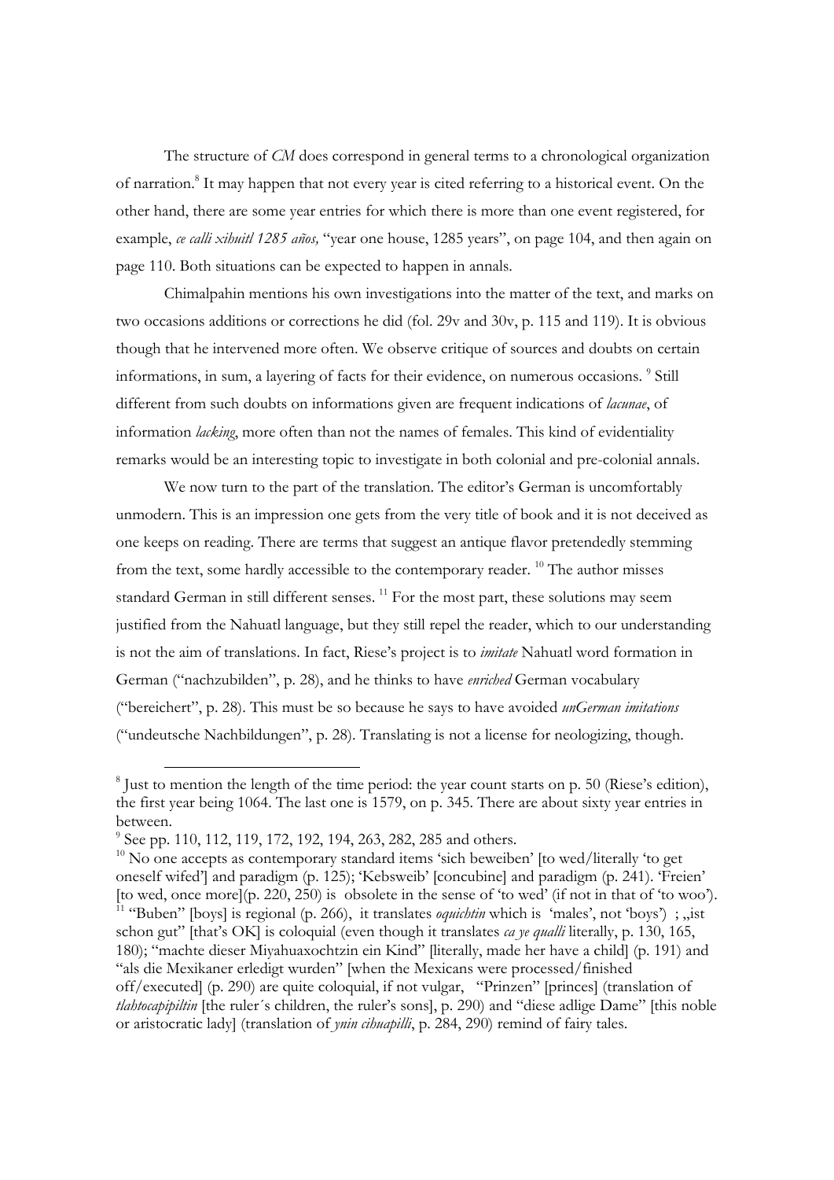The structure of *CM* does correspond in general terms to a chronological organization of narration.[8] It may happen that not every year is cited referring to a historical event. On the other hand, there are some year entries for which there is more than one event registered, for example, *ce calli xihuitl 1285 años,* "year one house, 1285 years", on page 104, and then again on page 110. Both situations can be expected to happen in annals.

Chimalpahin mentions his own investigations into the matter of the text, and marks on two occasions additions or corrections he did (fol. 29v and 30v, p. 115 and 119). It is obvious though that he intervened more often. We observe critique of sources and doubts on certain informations, in sum, a layering of facts for their evidence, on numerous occasions. [9] Still different from such doubts on informations given are frequent indications of *lacunae*, of information *lacking*, more often than not the names of females. This kind of evidentiality remarks would be an interesting topic to investigate in both colonial and pre-colonial annals.

We now turn to the part of the translation. The editor's German is uncomfortably unmodern. This is an impression one gets from the very title of book and it is not deceived as one keeps on reading. There are terms that suggest an antique flavor pretendedly stemming from the text, some hardly accessible to the contemporary reader. [10] The author misses standard German in still different senses. [11] For the most part, these solutions may seem justified from the Nahuatl language, but they still repel the reader, which to our understanding is not the aim of translations. In fact, Riese's project is to *imitate* Nahuatl word formation in German ("nachzubilden", p. 28), and he thinks to have *enriched* German vocabulary ("bereichert", p. 28). This must be so because he says to have avoided *unGerman imitations* ("undeutsche Nachbildungen", p. 28). Translating is not a license for neologizing, though.

---

[8] Just to mention the length of the time period: the year count starts on p. 50 (Riese's edition), the first year being 1064. The last one is 1579, on p. 345. There are about sixty year entries in between.

[9] See pp. 110, 112, 119, 172, 192, 194, 263, 282, 285 and others.

[10] No one accepts as contemporary standard items 'sich beweiben' [to wed/literally 'to get oneself wifed'] and paradigm (p. 125); 'Kebsweib' [concubine] and paradigm (p. 241). 'Freien' [to wed, once more](p. 220, 250) is obsolete in the sense of 'to wed' (if not in that of 'to woo').

[11] "Buben" [boys] is regional (p. 266), it translates *oquichtin* which is 'males', not 'boys') ; „ist schon gut" [that's OK] is coloquial (even though it translates *ca ye qualli* literally, p. 130, 165, 180); "machte dieser Miyahuaxochtzin ein Kind" [literally, made her have a child] (p. 191) and "als die Mexikaner erledigt wurden" [when the Mexicans were processed/finished off/executed] (p. 290) are quite coloquial, if not vulgar, "Prinzen" [princes] (translation of *tlahtocapipiltin* [the ruler´s children, the ruler's sons], p. 290) and "diese adlige Dame" [this noble or aristocratic lady] (translation of *ynin cihuapilli*, p. 284, 290) remind of fairy tales.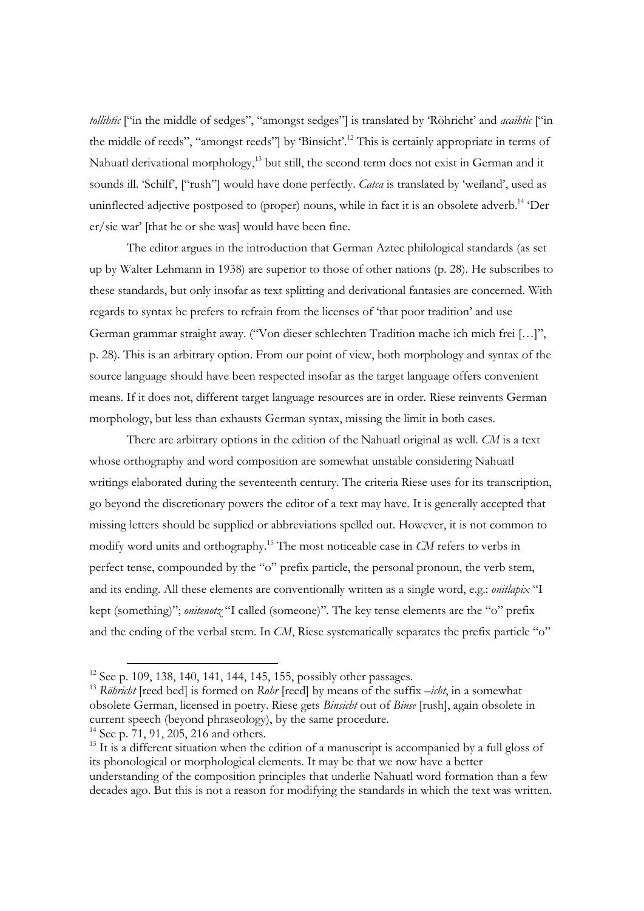*tollihtic* ["in the middle of sedges", "amongst sedges"] is translated by 'Röhricht' and *acaihtic* ["in the middle of reeds", "amongst reeds"] by 'Binsicht'.[12] This is certainly appropriate in terms of Nahuatl derivational morphology,[13] but still, the second term does not exist in German and it sounds ill. 'Schilf', ["rush"] would have done perfectly. *Catca* is translated by 'weiland', used as uninflected adjective postposed to (proper) nouns, while in fact it is an obsolete adverb.[14] 'Der er/sie war' [that he or she was] would have been fine.

The editor argues in the introduction that German Aztec philological standards (as set up by Walter Lehmann in 1938) are superior to those of other nations (p. 28). He subscribes to these standards, but only insofar as text splitting and derivational fantasies are concerned. With regards to syntax he prefers to refrain from the licenses of 'that poor tradition' and use German grammar straight away. ("Von dieser schlechten Tradition mache ich mich frei […]", p. 28). This is an arbitrary option. From our point of view, both morphology and syntax of the source language should have been respected insofar as the target language offers convenient means. If it does not, different target language resources are in order. Riese reinvents German morphology, but less than exhausts German syntax, missing the limit in both cases.

There are arbitrary options in the edition of the Nahuatl original as well. *CM* is a text whose orthography and word composition are somewhat unstable considering Nahuatl writings elaborated during the seventeenth century. The criteria Riese uses for its transcription, go beyond the discretionary powers the editor of a text may have. It is generally accepted that missing letters should be supplied or abbreviations spelled out. However, it is not common to modify word units and orthography.[15] The most noticeable case in *CM* refers to verbs in perfect tense, compounded by the "o" prefix particle, the personal pronoun, the verb stem, and its ending. All these elements are conventionally written as a single word, e.g.: *onitlapix* "I kept (something)"; *onitenotz* "I called (someone)". The key tense elements are the "o" prefix and the ending of the verbal stem. In *CM*, Riese systematically separates the prefix particle "o"

---

[12] See p. 109, 138, 140, 141, 144, 145, 155, possibly other passages.

[13] *Röhricht* [reed bed] is formed on *Rohr* [reed] by means of the suffix *–icht*, in a somewhat obsolete German, licensed in poetry. Riese gets *Binsicht* out of *Binse* [rush], again obsolete in current speech (beyond phraseology), by the same procedure.

[14] See p. 71, 91, 205, 216 and others.

[15] It is a different situation when the edition of a manuscript is accompanied by a full gloss of its phonological or morphological elements. It may be that we now have a better understanding of the composition principles that underlie Nahuatl word formation than a few decades ago. But this is not a reason for modifying the standards in which the text was written.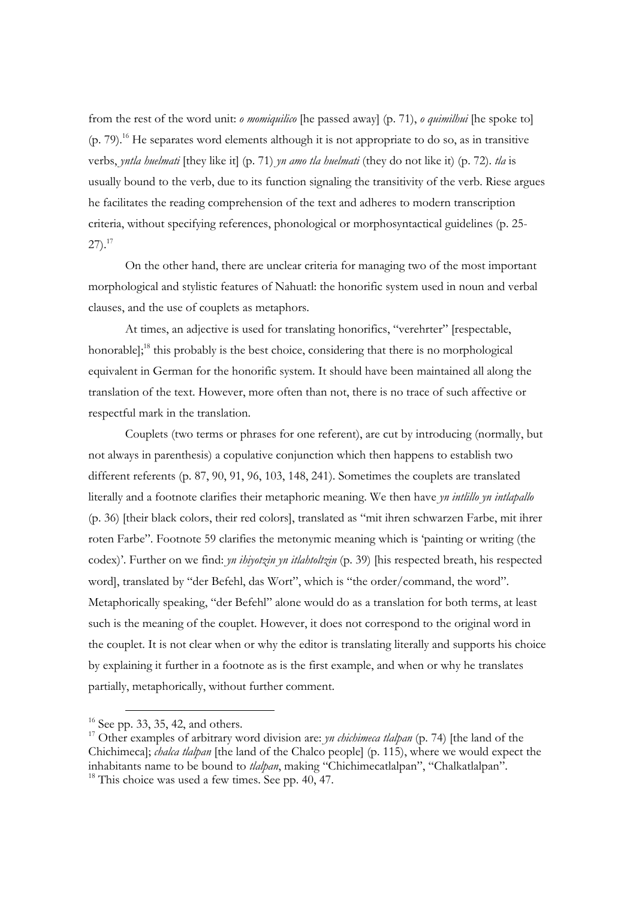from the rest of the word unit: *o momiquilico* [he passed away] (p. 71), *o quimilhui* [he spoke to] (p. 79).[16] He separates word elements although it is not appropriate to do so, as in transitive verbs, *yntla huelmati* [they like it] (p. 71) *yn amo tla huelmati* (they do not like it) (p. 72). *tla* is usually bound to the verb, due to its function signaling the transitivity of the verb. Riese argues he facilitates the reading comprehension of the text and adheres to modern transcription criteria, without specifying references, phonological or morphosyntactical guidelines (p. 25-27).[17]

On the other hand, there are unclear criteria for managing two of the most important morphological and stylistic features of Nahuatl: the honorific system used in noun and verbal clauses, and the use of couplets as metaphors.

At times, an adjective is used for translating honorifics, "verehrter" [respectable, honorable];[18] this probably is the best choice, considering that there is no morphological equivalent in German for the honorific system. It should have been maintained all along the translation of the text. However, more often than not, there is no trace of such affective or respectful mark in the translation.

Couplets (two terms or phrases for one referent), are cut by introducing (normally, but not always in parenthesis) a copulative conjunction which then happens to establish two different referents (p. 87, 90, 91, 96, 103, 148, 241). Sometimes the couplets are translated literally and a footnote clarifies their metaphoric meaning. We then have *yn intlillo yn intlapallo* (p. 36) [their black colors, their red colors], translated as "mit ihren schwarzen Farbe, mit ihrer roten Farbe". Footnote 59 clarifies the metonymic meaning which is 'painting or writing (the codex)'. Further on we find: *yn ihiyotzin yn itlahtoltzin* (p. 39) [his respected breath, his respected word], translated by "der Befehl, das Wort", which is "the order/command, the word". Metaphorically speaking, "der Befehl" alone would do as a translation for both terms, at least such is the meaning of the couplet. However, it does not correspond to the original word in the couplet. It is not clear when or why the editor is translating literally and supports his choice by explaining it further in a footnote as is the first example, and when or why he translates partially, metaphorically, without further comment.

---

[16] See pp. 33, 35, 42, and others.

[17] Other examples of arbitrary word division are: *yn chichimeca tlalpan* (p. 74) [the land of the Chichimeca]; *chalca tlalpan* [the land of the Chalco people] (p. 115), where we would expect the inhabitants name to be bound to *tlalpan*, making "Chichimecatlalpan", "Chalkatlalpan".

[18] This choice was used a few times. See pp. 40, 47.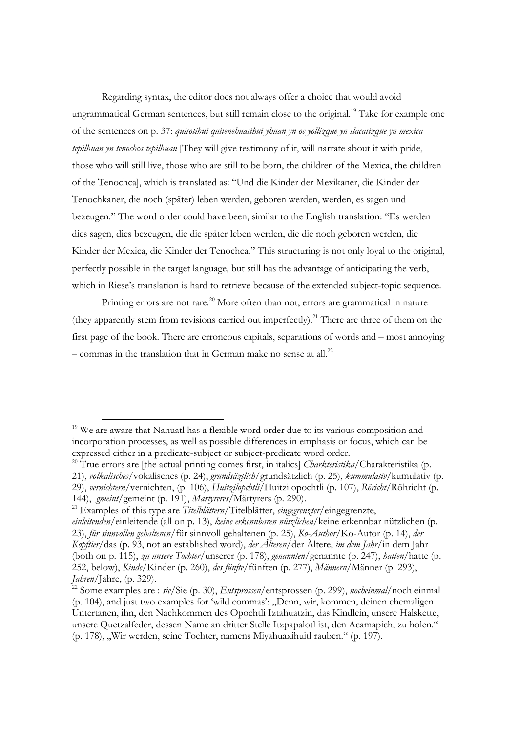Regarding syntax, the editor does not always offer a choice that would avoid ungrammatical German sentences, but still remain close to the original.[19] Take for example one of the sentences on p. 37: *quitotihui quitenehuatihui yhuan yn oc yollizque yn tlacatizque yn mexica tepilhuan yn tenochca tepilhuan* [They will give testimony of it, will narrate about it with pride, those who will still live, those who are still to be born, the children of the Mexica, the children of the Tenochca], which is translated as: "Und die Kinder der Mexikaner, die Kinder der Tenochkaner, die noch (später) leben werden, geboren werden, werden, es sagen und bezeugen." The word order could have been, similar to the English translation: "Es werden dies sagen, dies bezeugen, die die später leben werden, die die noch geboren werden, die Kinder der Mexica, die Kinder der Tenochca." This structuring is not only loyal to the original, perfectly possible in the target language, but still has the advantage of anticipating the verb, which in Riese's translation is hard to retrieve because of the extended subject-topic sequence.

Printing errors are not rare.[20] More often than not, errors are grammatical in nature (they apparently stem from revisions carried out imperfectly).[21] There are three of them on the first page of the book. There are erroneous capitals, separations of words and – most annoying – commas in the translation that in German make no sense at all.[22]

---

[19] We are aware that Nahuatl has a flexible word order due to its various composition and incorporation processes, as well as possible differences in emphasis or focus, which can be expressed either in a predicate-subject or subject-predicate word order.

[20] True errors are [the actual printing comes first, in italics] *Charkteristika*/Charakteristika (p. 21), *volkalisches*/vokalisches (p. 24), *grundsäztlich*/grundsätzlich (p. 25), *kummulativ*/kumulativ (p. 29), *vernichtern*/vernichten, (p. 106), *Huitzilopchtli*/Huitzilopochtli (p. 107), *Röricht*/Röhricht (p. 144), *gmeint*/gemeint (p. 191), *Märtyreres*/Märtyrers (p. 290).

[21] Examples of this type are *Titelblättern*/Titelblätter, *eingegrenzter*/eingegrenzte, *einleitenden*/einleitende (all on p. 13), *keine erkennbaren nützlichen*/keine erkennbar nützlichen (p. 23), *für sinnvollen gehaltenen*/für sinnvoll gehaltenen (p. 25), *Ko-Author*/Ko-Autor (p. 14), *der Kopftier*/das (p. 93, not an established word), *der Älteren*/der Ältere, *im dem Jahr*/in dem Jahr (both on p. 115), *zu unsere Tochter*/unserer (p. 178), *genannten*/genannte (p. 247), *hatten*/hatte (p. 252, below), *Kinde*/Kinder (p. 260), *des fünfte*/fünften (p. 277), *Männern*/Männer (p. 293), *Jahren*/Jahre, (p. 329).

[22] Some examples are : *sie*/Sie (p. 30), *Entsprossen*/entsprossen (p. 299), *nocheinmal*/noch einmal (p. 104), and just two examples for 'wild commas': „Denn, wir, kommen, deinen ehemaligen Untertanen, ihn, den Nachkommen des Opochtli Iztahuatzin, das Kindlein, unsere Halskette, unsere Quetzalfeder, dessen Name an dritter Stelle Itzpapalotl ist, den Acamapich, zu holen." (p. 178), „Wir werden, seine Tochter, namens Miyahuaxihuitl rauben." (p. 197).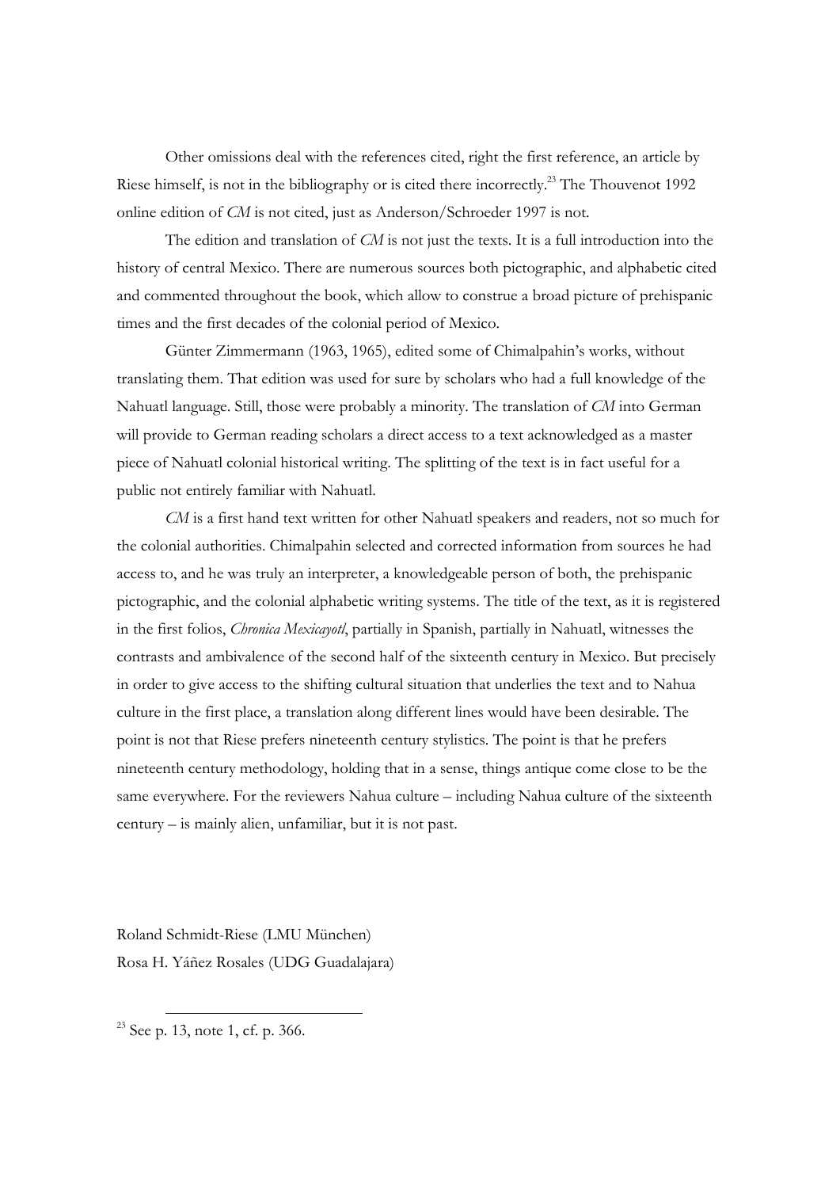Other omissions deal with the references cited, right the first reference, an article by Riese himself, is not in the bibliography or is cited there incorrectly.[23] The Thouvenot 1992 online edition of *CM* is not cited, just as Anderson/Schroeder 1997 is not.

The edition and translation of *CM* is not just the texts. It is a full introduction into the history of central Mexico. There are numerous sources both pictographic, and alphabetic cited and commented throughout the book, which allow to construe a broad picture of prehispanic times and the first decades of the colonial period of Mexico.

Günter Zimmermann (1963, 1965), edited some of Chimalpahin's works, without translating them. That edition was used for sure by scholars who had a full knowledge of the Nahuatl language. Still, those were probably a minority. The translation of *CM* into German will provide to German reading scholars a direct access to a text acknowledged as a master piece of Nahuatl colonial historical writing. The splitting of the text is in fact useful for a public not entirely familiar with Nahuatl.

*CM* is a first hand text written for other Nahuatl speakers and readers, not so much for the colonial authorities. Chimalpahin selected and corrected information from sources he had access to, and he was truly an interpreter, a knowledgeable person of both, the prehispanic pictographic, and the colonial alphabetic writing systems. The title of the text, as it is registered in the first folios, *Chronica Mexicayotl*, partially in Spanish, partially in Nahuatl, witnesses the contrasts and ambivalence of the second half of the sixteenth century in Mexico. But precisely in order to give access to the shifting cultural situation that underlies the text and to Nahua culture in the first place, a translation along different lines would have been desirable. The point is not that Riese prefers nineteenth century stylistics. The point is that he prefers nineteenth century methodology, holding that in a sense, things antique come close to be the same everywhere. For the reviewers Nahua culture – including Nahua culture of the sixteenth century – is mainly alien, unfamiliar, but it is not past.

Roland Schmidt-Riese (LMU München)
Rosa H. Yáñez Rosales (UDG Guadalajara)

[23] See p. 13, note 1, cf. p. 366.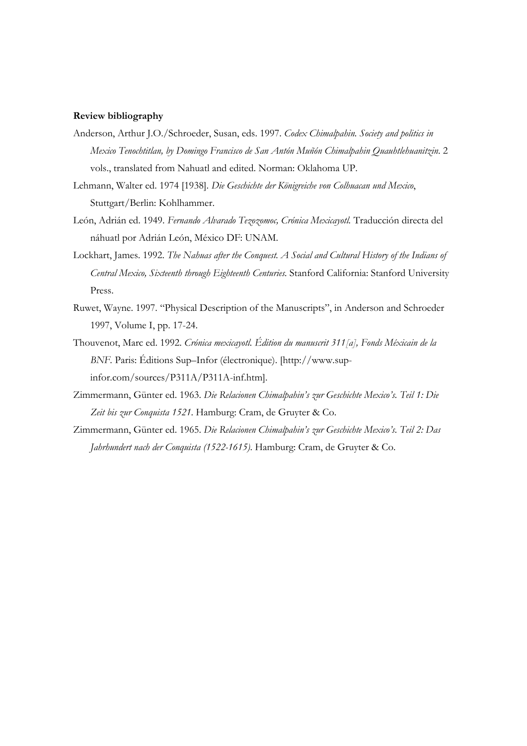**Review bibliography**

Anderson, Arthur J.O./Schroeder, Susan, eds. 1997. *Codex Chimalpahin. Society and politics in Mexico Tenochtitlan, by Domingo Francisco de San Antón Muñón Chimalpahin Quauhtlehuanitzin*. 2 vols., translated from Nahuatl and edited. Norman: Oklahoma UP.

Lehmann, Walter ed. 1974 [1938]. *Die Geschichte der Königreiche von Colhuacan und Mexico*, Stuttgart/Berlin: Kohlhammer.

León, Adrián ed. 1949. *Fernando Alvarado Tezozomoc, Crónica Mexicayotl.* Traducción directa del náhuatl por Adrián León, México DF: UNAM.

Lockhart, James. 1992. *The Nahuas after the Conquest. A Social and Cultural History of the Indians of Central Mexico, Sixteenth through Eighteenth Centuries.* Stanford California: Stanford University Press.

Ruwet, Wayne. 1997. "Physical Description of the Manuscripts", in Anderson and Schroeder 1997, Volume I, pp. 17-24.

Thouvenot, Marc ed. 1992. *Crónica mexicayotl. Édition du manuscrit 311[a], Fonds Méxicain de la BNF.* Paris: Éditions Sup–Infor (électronique). [http://www.sup-infor.com/sources/P311A/P311A-inf.htm].

Zimmermann, Günter ed. 1963. *Die Relacionen Chimalpahin's zur Geschichte Mexico's. Teil 1: Die Zeit bis zur Conquista 1521.* Hamburg: Cram, de Gruyter & Co.

Zimmermann, Günter ed. 1965. *Die Relacionen Chimalpahin's zur Geschichte Mexico's. Teil 2: Das Jahrhundert nach der Conquista (1522-1615).* Hamburg: Cram, de Gruyter & Co.